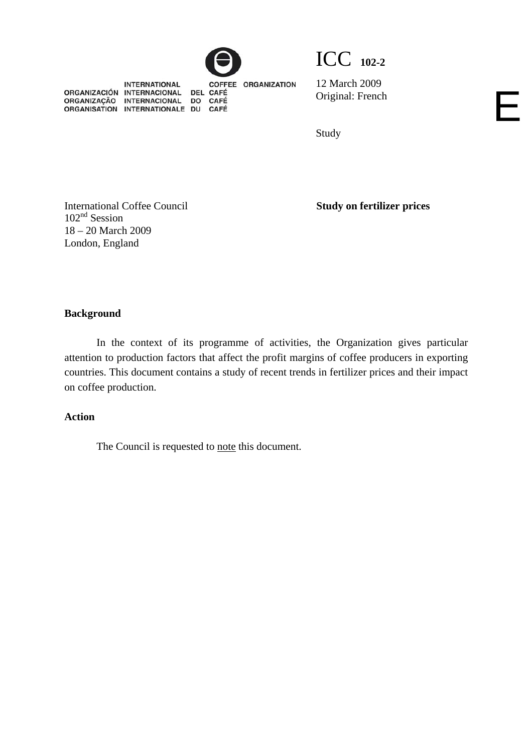INTERNATIONAL COFFEE ORGANIZATION
ORGANIZACIÓN INTERNACIONAL DEL CAFÉ
ORGANIZAÇÃO INTERNACIONAL DO CAFÉ
ORGANISATION INTERNATIONALE DU CAFÉ

ICC **102-2**

12 March 2009
Original: French

E

Study

International Coffee Council
102nd Session
18 – 20 March 2009
London, England

**Study on fertilizer prices**

**Background**

In the context of its programme of activities, the Organization gives particular attention to production factors that affect the profit margins of coffee producers in exporting countries. This document contains a study of recent trends in fertilizer prices and their impact on coffee production.

**Action**

The Council is requested to note this document.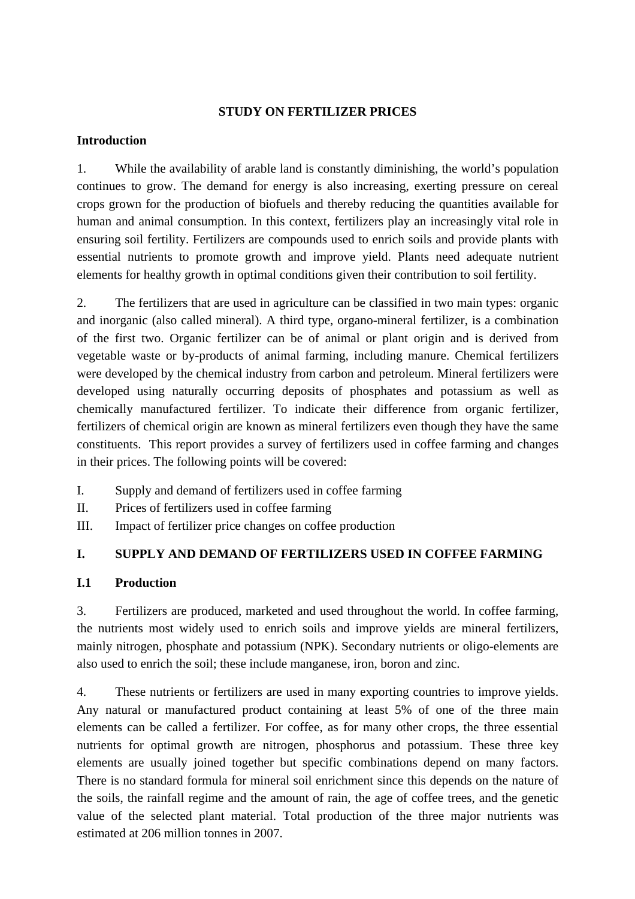# STUDY ON FERTILIZER PRICES

## Introduction

1. While the availability of arable land is constantly diminishing, the world's population continues to grow. The demand for energy is also increasing, exerting pressure on cereal crops grown for the production of biofuels and thereby reducing the quantities available for human and animal consumption. In this context, fertilizers play an increasingly vital role in ensuring soil fertility. Fertilizers are compounds used to enrich soils and provide plants with essential nutrients to promote growth and improve yield. Plants need adequate nutrient elements for healthy growth in optimal conditions given their contribution to soil fertility.

2. The fertilizers that are used in agriculture can be classified in two main types: organic and inorganic (also called mineral). A third type, organo-mineral fertilizer, is a combination of the first two. Organic fertilizer can be of animal or plant origin and is derived from vegetable waste or by-products of animal farming, including manure. Chemical fertilizers were developed by the chemical industry from carbon and petroleum. Mineral fertilizers were developed using naturally occurring deposits of phosphates and potassium as well as chemically manufactured fertilizer. To indicate their difference from organic fertilizer, fertilizers of chemical origin are known as mineral fertilizers even though they have the same constituents. This report provides a survey of fertilizers used in coffee farming and changes in their prices. The following points will be covered:

I. Supply and demand of fertilizers used in coffee farming
II. Prices of fertilizers used in coffee farming
III. Impact of fertilizer price changes on coffee production

## I. SUPPLY AND DEMAND OF FERTILIZERS USED IN COFFEE FARMING

### I.1 Production

3. Fertilizers are produced, marketed and used throughout the world. In coffee farming, the nutrients most widely used to enrich soils and improve yields are mineral fertilizers, mainly nitrogen, phosphate and potassium (NPK). Secondary nutrients or oligo-elements are also used to enrich the soil; these include manganese, iron, boron and zinc.

4. These nutrients or fertilizers are used in many exporting countries to improve yields. Any natural or manufactured product containing at least 5% of one of the three main elements can be called a fertilizer. For coffee, as for many other crops, the three essential nutrients for optimal growth are nitrogen, phosphorus and potassium. These three key elements are usually joined together but specific combinations depend on many factors. There is no standard formula for mineral soil enrichment since this depends on the nature of the soils, the rainfall regime and the amount of rain, the age of coffee trees, and the genetic value of the selected plant material. Total production of the three major nutrients was estimated at 206 million tonnes in 2007.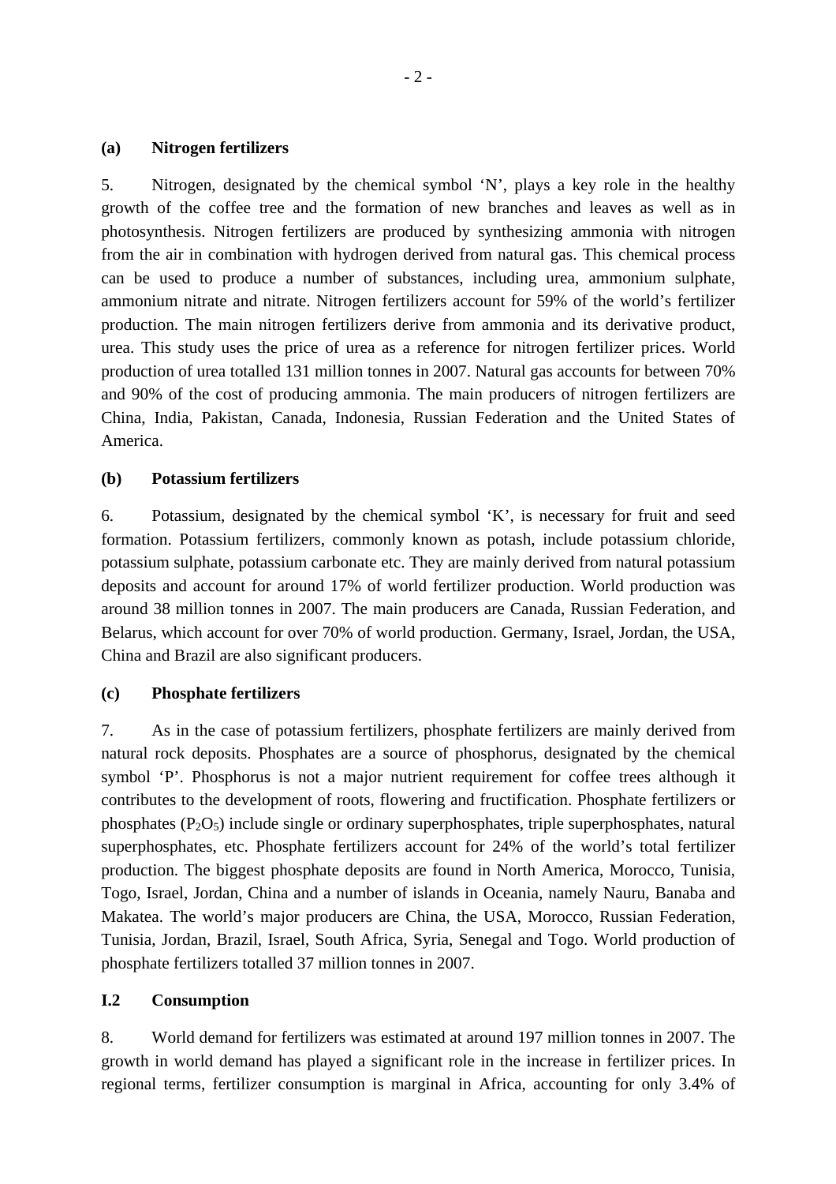### (a) Nitrogen fertilizers

5. Nitrogen, designated by the chemical symbol 'N', plays a key role in the healthy growth of the coffee tree and the formation of new branches and leaves as well as in photosynthesis. Nitrogen fertilizers are produced by synthesizing ammonia with nitrogen from the air in combination with hydrogen derived from natural gas. This chemical process can be used to produce a number of substances, including urea, ammonium sulphate, ammonium nitrate and nitrate. Nitrogen fertilizers account for 59% of the world's fertilizer production. The main nitrogen fertilizers derive from ammonia and its derivative product, urea. This study uses the price of urea as a reference for nitrogen fertilizer prices. World production of urea totalled 131 million tonnes in 2007. Natural gas accounts for between 70% and 90% of the cost of producing ammonia. The main producers of nitrogen fertilizers are China, India, Pakistan, Canada, Indonesia, Russian Federation and the United States of America.

### (b) Potassium fertilizers

6. Potassium, designated by the chemical symbol 'K', is necessary for fruit and seed formation. Potassium fertilizers, commonly known as potash, include potassium chloride, potassium sulphate, potassium carbonate etc. They are mainly derived from natural potassium deposits and account for around 17% of world fertilizer production. World production was around 38 million tonnes in 2007. The main producers are Canada, Russian Federation, and Belarus, which account for over 70% of world production. Germany, Israel, Jordan, the USA, China and Brazil are also significant producers.

### (c) Phosphate fertilizers

7. As in the case of potassium fertilizers, phosphate fertilizers are mainly derived from natural rock deposits. Phosphates are a source of phosphorus, designated by the chemical symbol 'P'. Phosphorus is not a major nutrient requirement for coffee trees although it contributes to the development of roots, flowering and fructification. Phosphate fertilizers or phosphates ($P_2O_5$) include single or ordinary superphosphates, triple superphosphates, natural superphosphates, etc. Phosphate fertilizers account for 24% of the world's total fertilizer production. The biggest phosphate deposits are found in North America, Morocco, Tunisia, Togo, Israel, Jordan, China and a number of islands in Oceania, namely Nauru, Banaba and Makatea. The world's major producers are China, the USA, Morocco, Russian Federation, Tunisia, Jordan, Brazil, Israel, South Africa, Syria, Senegal and Togo. World production of phosphate fertilizers totalled 37 million tonnes in 2007.

## I.2 Consumption

8. World demand for fertilizers was estimated at around 197 million tonnes in 2007. The growth in world demand has played a significant role in the increase in fertilizer prices. In regional terms, fertilizer consumption is marginal in Africa, accounting for only 3.4% of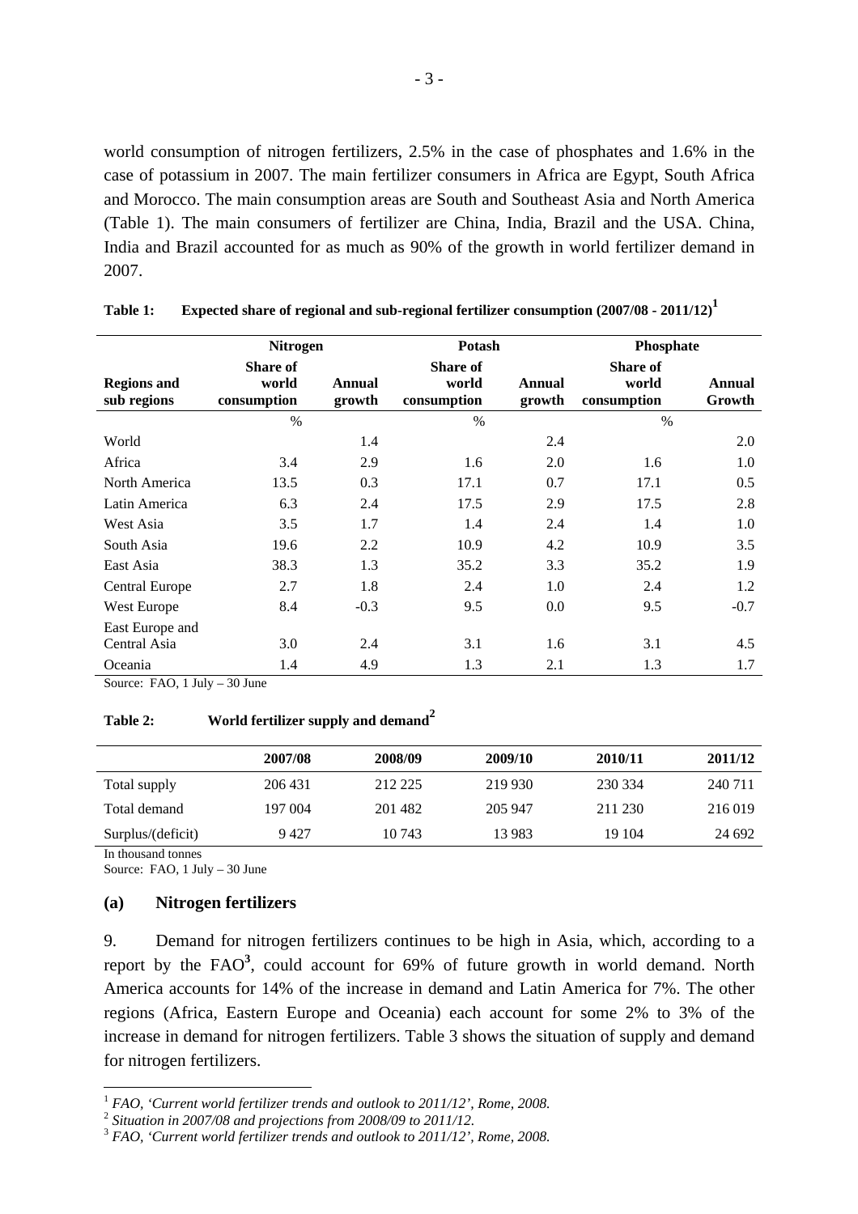world consumption of nitrogen fertilizers, 2.5% in the case of phosphates and 1.6% in the case of potassium in 2007. The main fertilizer consumers in Africa are Egypt, South Africa and Morocco. The main consumption areas are South and Southeast Asia and North America (Table 1). The main consumers of fertilizer are China, India, Brazil and the USA. China, India and Brazil accounted for as much as 90% of the growth in world fertilizer demand in 2007.

**Table 1: Expected share of regional and sub-regional fertilizer consumption (2007/08 - 2011/12)[1]**

| | Nitrogen | | Potash | | Phosphate | |
|---|---|---|---|---|---|---|
| **Regions and sub regions** | **Share of world consumption** | **Annual growth** | **Share of world consumption** | **Annual growth** | **Share of world consumption** | **Annual Growth** |
| | % | | % | | % | |
| World | | 1.4 | | 2.4 | | 2.0 |
| Africa | 3.4 | 2.9 | 1.6 | 2.0 | 1.6 | 1.0 |
| North America | 13.5 | 0.3 | 17.1 | 0.7 | 17.1 | 0.5 |
| Latin America | 6.3 | 2.4 | 17.5 | 2.9 | 17.5 | 2.8 |
| West Asia | 3.5 | 1.7 | 1.4 | 2.4 | 1.4 | 1.0 |
| South Asia | 19.6 | 2.2 | 10.9 | 4.2 | 10.9 | 3.5 |
| East Asia | 38.3 | 1.3 | 35.2 | 3.3 | 35.2 | 1.9 |
| Central Europe | 2.7 | 1.8 | 2.4 | 1.0 | 2.4 | 1.2 |
| West Europe | 8.4 | -0.3 | 9.5 | 0.0 | 9.5 | -0.7 |
| East Europe and Central Asia | 3.0 | 2.4 | 3.1 | 1.6 | 3.1 | 4.5 |
| Oceania | 1.4 | 4.9 | 1.3 | 2.1 | 1.3 | 1.7 |

Source: FAO, 1 July – 30 June

**Table 2: World fertilizer supply and demand[2]**

| | 2007/08 | 2008/09 | 2009/10 | 2010/11 | 2011/12 |
|---|---|---|---|---|---|
| Total supply | 206 431 | 212 225 | 219 930 | 230 334 | 240 711 |
| Total demand | 197 004 | 201 482 | 205 947 | 211 230 | 216 019 |
| Surplus/(deficit) | 9 427 | 10 743 | 13 983 | 19 104 | 24 692 |

In thousand tonnes

Source: FAO, 1 July – 30 June

### (a) Nitrogen fertilizers

9. Demand for nitrogen fertilizers continues to be high in Asia, which, according to a report by the FAO[3], could account for 69% of future growth in world demand. North America accounts for 14% of the increase in demand and Latin America for 7%. The other regions (Africa, Eastern Europe and Oceania) each account for some 2% to 3% of the increase in demand for nitrogen fertilizers. Table 3 shows the situation of supply and demand for nitrogen fertilizers.

[1] *FAO, 'Current world fertilizer trends and outlook to 2011/12', Rome, 2008.*

[2] *Situation in 2007/08 and projections from 2008/09 to 2011/12.*

[3] *FAO, 'Current world fertilizer trends and outlook to 2011/12', Rome, 2008.*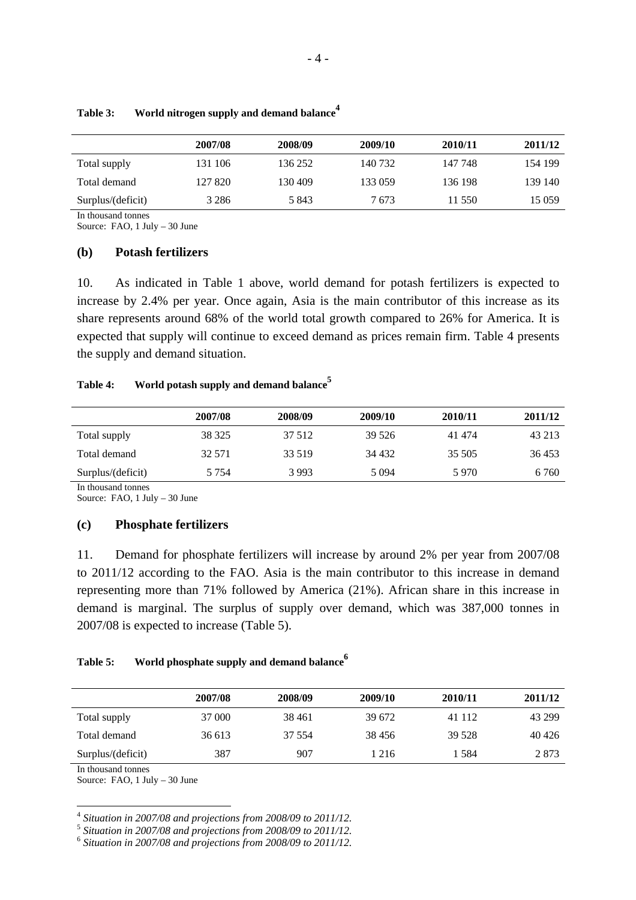**Table 3: World nitrogen supply and demand balance[4]**

| | 2007/08 | 2008/09 | 2009/10 | 2010/11 | 2011/12 |
|---|---|---|---|---|---|
| Total supply | 131 106 | 136 252 | 140 732 | 147 748 | 154 199 |
| Total demand | 127 820 | 130 409 | 133 059 | 136 198 | 139 140 |
| Surplus/(deficit) | 3 286 | 5 843 | 7 673 | 11 550 | 15 059 |

In thousand tonnes
Source: FAO, 1 July – 30 June

### (b) Potash fertilizers

10. As indicated in Table 1 above, world demand for potash fertilizers is expected to increase by 2.4% per year. Once again, Asia is the main contributor of this increase as its share represents around 68% of the world total growth compared to 26% for America. It is expected that supply will continue to exceed demand as prices remain firm. Table 4 presents the supply and demand situation.

**Table 4: World potash supply and demand balance[5]**

| | 2007/08 | 2008/09 | 2009/10 | 2010/11 | 2011/12 |
|---|---|---|---|---|---|
| Total supply | 38 325 | 37 512 | 39 526 | 41 474 | 43 213 |
| Total demand | 32 571 | 33 519 | 34 432 | 35 505 | 36 453 |
| Surplus/(deficit) | 5 754 | 3 993 | 5 094 | 5 970 | 6 760 |

In thousand tonnes
Source: FAO, 1 July – 30 June

### (c) Phosphate fertilizers

11. Demand for phosphate fertilizers will increase by around 2% per year from 2007/08 to 2011/12 according to the FAO. Asia is the main contributor to this increase in demand representing more than 71% followed by America (21%). African share in this increase in demand is marginal. The surplus of supply over demand, which was 387,000 tonnes in 2007/08 is expected to increase (Table 5).

**Table 5: World phosphate supply and demand balance[6]**

| | 2007/08 | 2008/09 | 2009/10 | 2010/11 | 2011/12 |
|---|---|---|---|---|---|
| Total supply | 37 000 | 38 461 | 39 672 | 41 112 | 43 299 |
| Total demand | 36 613 | 37 554 | 38 456 | 39 528 | 40 426 |
| Surplus/(deficit) | 387 | 907 | 1 216 | 1 584 | 2 873 |

In thousand tonnes
Source: FAO, 1 July – 30 June

---

[4] *Situation in 2007/08 and projections from 2008/09 to 2011/12.*
[5] *Situation in 2007/08 and projections from 2008/09 to 2011/12.*
[6] *Situation in 2007/08 and projections from 2008/09 to 2011/12.*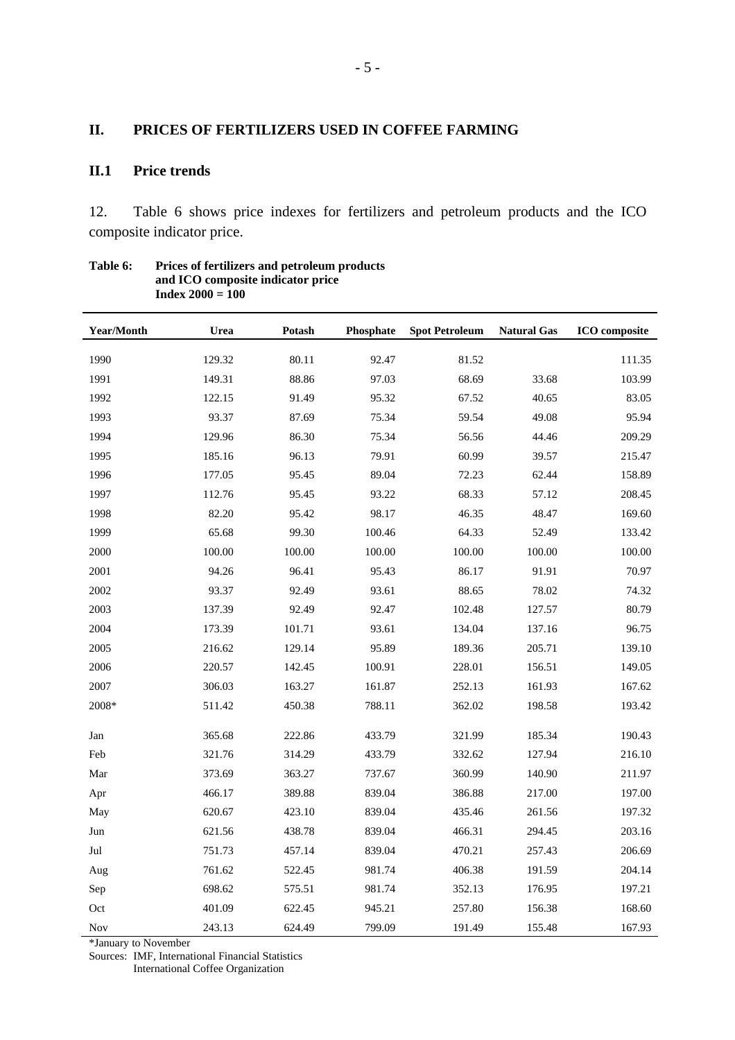## II. PRICES OF FERTILIZERS USED IN COFFEE FARMING

### II.1 Price trends

12. Table 6 shows price indexes for fertilizers and petroleum products and the ICO composite indicator price.

**Table 6: Prices of fertilizers and petroleum products and ICO composite indicator price Index 2000 = 100**

| Year/Month | Urea | Potash | Phosphate | Spot Petroleum | Natural Gas | ICO composite |
|---|---|---|---|---|---|---|
| 1990 | 129.32 | 80.11 | 92.47 | 81.52 | | 111.35 |
| 1991 | 149.31 | 88.86 | 97.03 | 68.69 | 33.68 | 103.99 |
| 1992 | 122.15 | 91.49 | 95.32 | 67.52 | 40.65 | 83.05 |
| 1993 | 93.37 | 87.69 | 75.34 | 59.54 | 49.08 | 95.94 |
| 1994 | 129.96 | 86.30 | 75.34 | 56.56 | 44.46 | 209.29 |
| 1995 | 185.16 | 96.13 | 79.91 | 60.99 | 39.57 | 215.47 |
| 1996 | 177.05 | 95.45 | 89.04 | 72.23 | 62.44 | 158.89 |
| 1997 | 112.76 | 95.45 | 93.22 | 68.33 | 57.12 | 208.45 |
| 1998 | 82.20 | 95.42 | 98.17 | 46.35 | 48.47 | 169.60 |
| 1999 | 65.68 | 99.30 | 100.46 | 64.33 | 52.49 | 133.42 |
| 2000 | 100.00 | 100.00 | 100.00 | 100.00 | 100.00 | 100.00 |
| 2001 | 94.26 | 96.41 | 95.43 | 86.17 | 91.91 | 70.97 |
| 2002 | 93.37 | 92.49 | 93.61 | 88.65 | 78.02 | 74.32 |
| 2003 | 137.39 | 92.49 | 92.47 | 102.48 | 127.57 | 80.79 |
| 2004 | 173.39 | 101.71 | 93.61 | 134.04 | 137.16 | 96.75 |
| 2005 | 216.62 | 129.14 | 95.89 | 189.36 | 205.71 | 139.10 |
| 2006 | 220.57 | 142.45 | 100.91 | 228.01 | 156.51 | 149.05 |
| 2007 | 306.03 | 163.27 | 161.87 | 252.13 | 161.93 | 167.62 |
| 2008* | 511.42 | 450.38 | 788.11 | 362.02 | 198.58 | 193.42 |
| Jan | 365.68 | 222.86 | 433.79 | 321.99 | 185.34 | 190.43 |
| Feb | 321.76 | 314.29 | 433.79 | 332.62 | 127.94 | 216.10 |
| Mar | 373.69 | 363.27 | 737.67 | 360.99 | 140.90 | 211.97 |
| Apr | 466.17 | 389.88 | 839.04 | 386.88 | 217.00 | 197.00 |
| May | 620.67 | 423.10 | 839.04 | 435.46 | 261.56 | 197.32 |
| Jun | 621.56 | 438.78 | 839.04 | 466.31 | 294.45 | 203.16 |
| Jul | 751.73 | 457.14 | 839.04 | 470.21 | 257.43 | 206.69 |
| Aug | 761.62 | 522.45 | 981.74 | 406.38 | 191.59 | 204.14 |
| Sep | 698.62 | 575.51 | 981.74 | 352.13 | 176.95 | 197.21 |
| Oct | 401.09 | 622.45 | 945.21 | 257.80 | 156.38 | 168.60 |
| Nov | 243.13 | 624.49 | 799.09 | 191.49 | 155.48 | 167.93 |

*January to November

Sources: IMF, International Financial Statistics
International Coffee Organization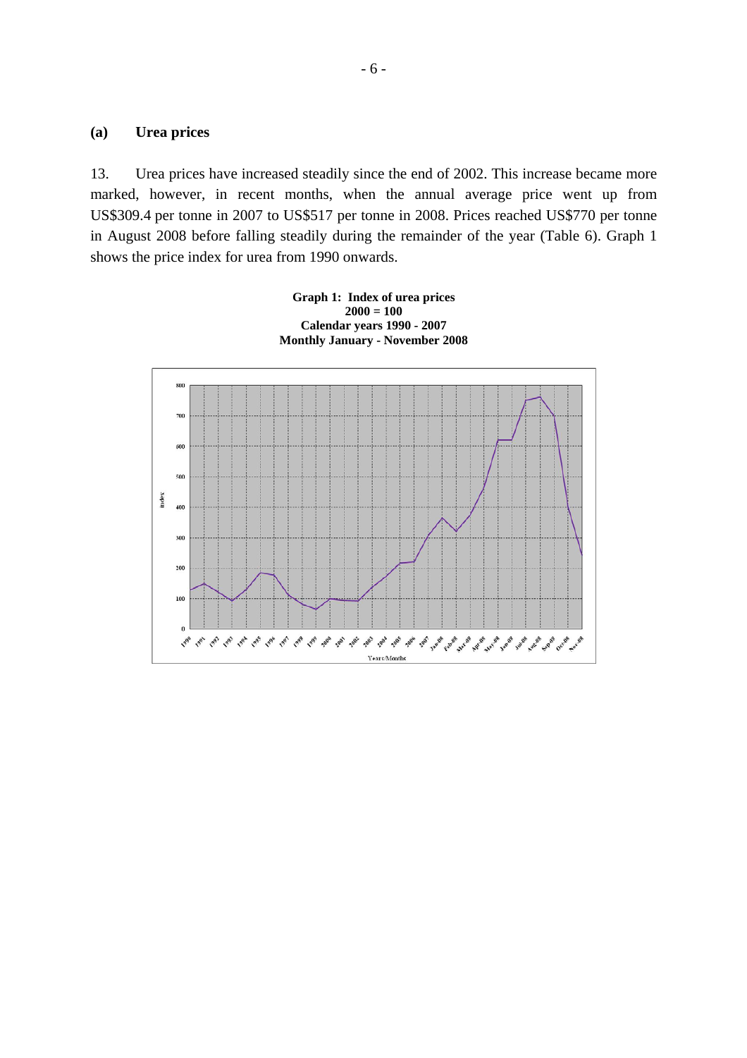## (a) Urea prices

13. Urea prices have increased steadily since the end of 2002. This increase became more marked, however, in recent months, when the annual average price went up from US$309.4 per tonne in 2007 to US$517 per tonne in 2008. Prices reached US$770 per tonne in August 2008 before falling steadily during the remainder of the year (Table 6). Graph 1 shows the price index for urea from 1990 onwards.

**Graph 1: Index of urea prices**
**2000 = 100**
**Calendar years 1990 - 2007**
**Monthly January - November 2008**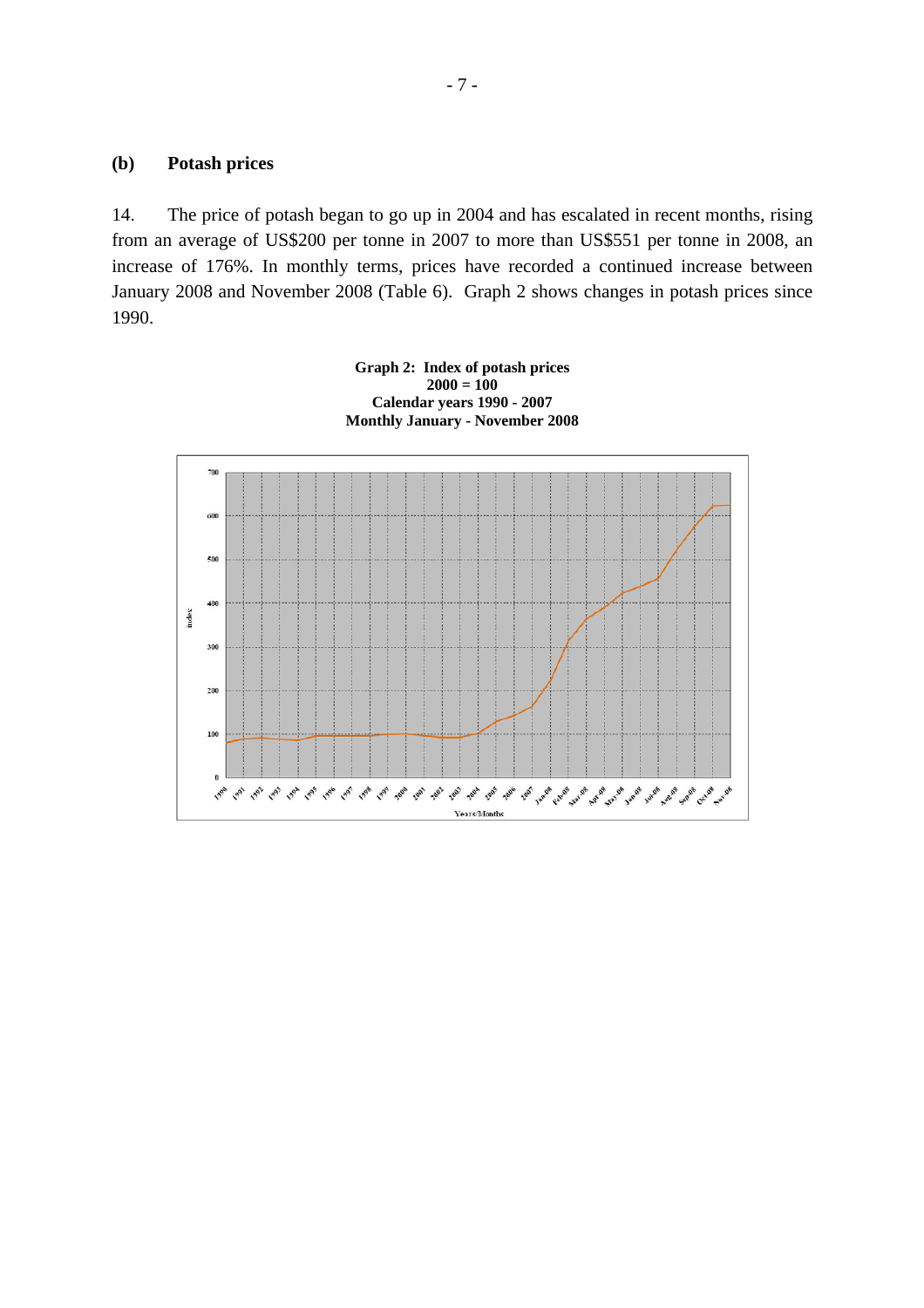## (b) Potash prices

14. The price of potash began to go up in 2004 and has escalated in recent months, rising from an average of US$200 per tonne in 2007 to more than US$551 per tonne in 2008, an increase of 176%. In monthly terms, prices have recorded a continued increase between January 2008 and November 2008 (Table 6). Graph 2 shows changes in potash prices since 1990.

**Graph 2: Index of potash prices**
**2000 = 100**
**Calendar years 1990 - 2007**
**Monthly January - November 2008**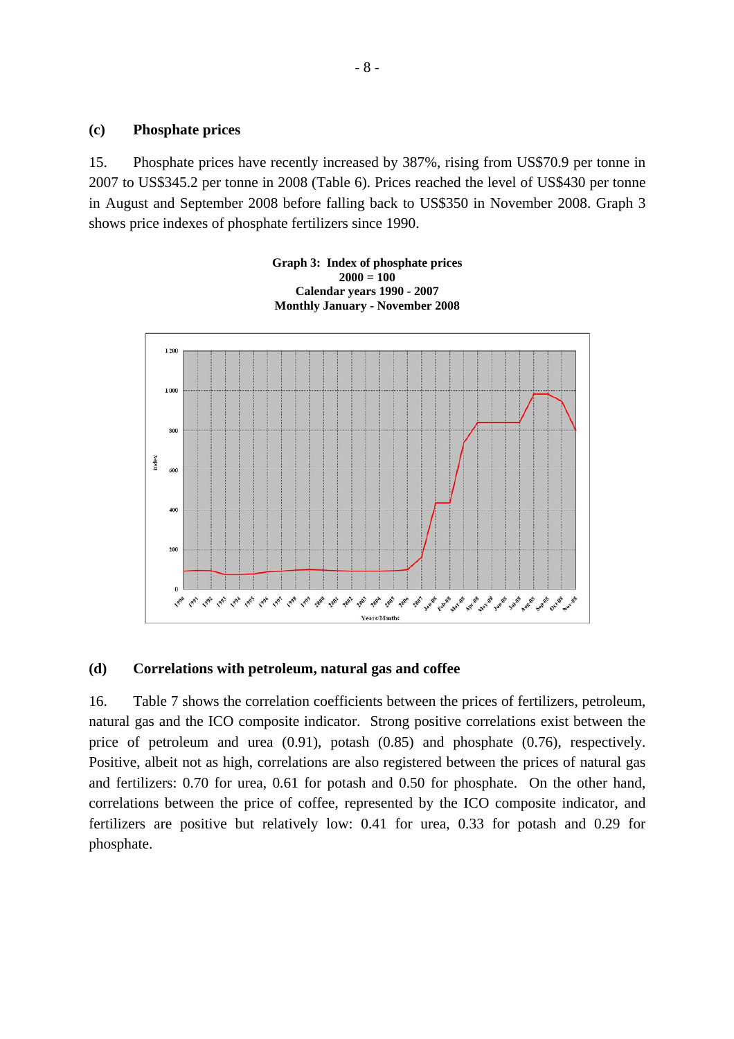### (c) Phosphate prices

15. Phosphate prices have recently increased by 387%, rising from US$70.9 per tonne in 2007 to US$345.2 per tonne in 2008 (Table 6). Prices reached the level of US$430 per tonne in August and September 2008 before falling back to US$350 in November 2008. Graph 3 shows price indexes of phosphate fertilizers since 1990.

**Graph 3: Index of phosphate prices**
**2000 = 100**
**Calendar years 1990 - 2007**
**Monthly January - November 2008**

### (d) Correlations with petroleum, natural gas and coffee

16. Table 7 shows the correlation coefficients between the prices of fertilizers, petroleum, natural gas and the ICO composite indicator. Strong positive correlations exist between the price of petroleum and urea (0.91), potash (0.85) and phosphate (0.76), respectively. Positive, albeit not as high, correlations are also registered between the prices of natural gas and fertilizers: 0.70 for urea, 0.61 for potash and 0.50 for phosphate. On the other hand, correlations between the price of coffee, represented by the ICO composite indicator, and fertilizers are positive but relatively low: 0.41 for urea, 0.33 for potash and 0.29 for phosphate.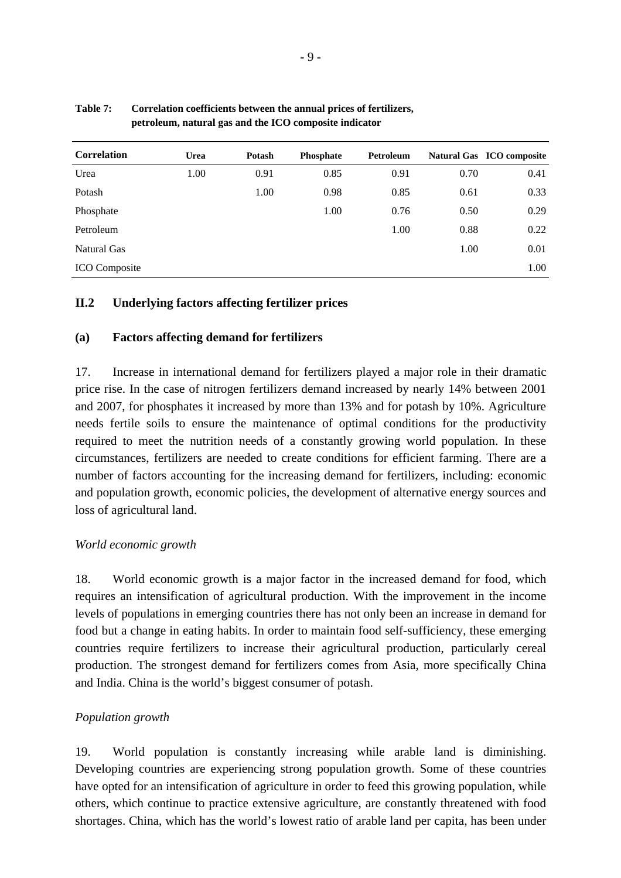**Table 7: Correlation coefficients between the annual prices of fertilizers, petroleum, natural gas and the ICO composite indicator**

| Correlation | Urea | Potash | Phosphate | Petroleum | Natural Gas | ICO composite |
|---|---|---|---|---|---|---|
| Urea | 1.00 | 0.91 | 0.85 | 0.91 | 0.70 | 0.41 |
| Potash | | 1.00 | 0.98 | 0.85 | 0.61 | 0.33 |
| Phosphate | | | 1.00 | 0.76 | 0.50 | 0.29 |
| Petroleum | | | | 1.00 | 0.88 | 0.22 |
| Natural Gas | | | | | 1.00 | 0.01 |
| ICO Composite | | | | | | 1.00 |

## II.2 Underlying factors affecting fertilizer prices

### (a) Factors affecting demand for fertilizers

17. Increase in international demand for fertilizers played a major role in their dramatic price rise. In the case of nitrogen fertilizers demand increased by nearly 14% between 2001 and 2007, for phosphates it increased by more than 13% and for potash by 10%. Agriculture needs fertile soils to ensure the maintenance of optimal conditions for the productivity required to meet the nutrition needs of a constantly growing world population. In these circumstances, fertilizers are needed to create conditions for efficient farming. There are a number of factors accounting for the increasing demand for fertilizers, including: economic and population growth, economic policies, the development of alternative energy sources and loss of agricultural land.

*World economic growth*

18. World economic growth is a major factor in the increased demand for food, which requires an intensification of agricultural production. With the improvement in the income levels of populations in emerging countries there has not only been an increase in demand for food but a change in eating habits. In order to maintain food self-sufficiency, these emerging countries require fertilizers to increase their agricultural production, particularly cereal production. The strongest demand for fertilizers comes from Asia, more specifically China and India. China is the world's biggest consumer of potash.

*Population growth*

19. World population is constantly increasing while arable land is diminishing. Developing countries are experiencing strong population growth. Some of these countries have opted for an intensification of agriculture in order to feed this growing population, while others, which continue to practice extensive agriculture, are constantly threatened with food shortages. China, which has the world's lowest ratio of arable land per capita, has been under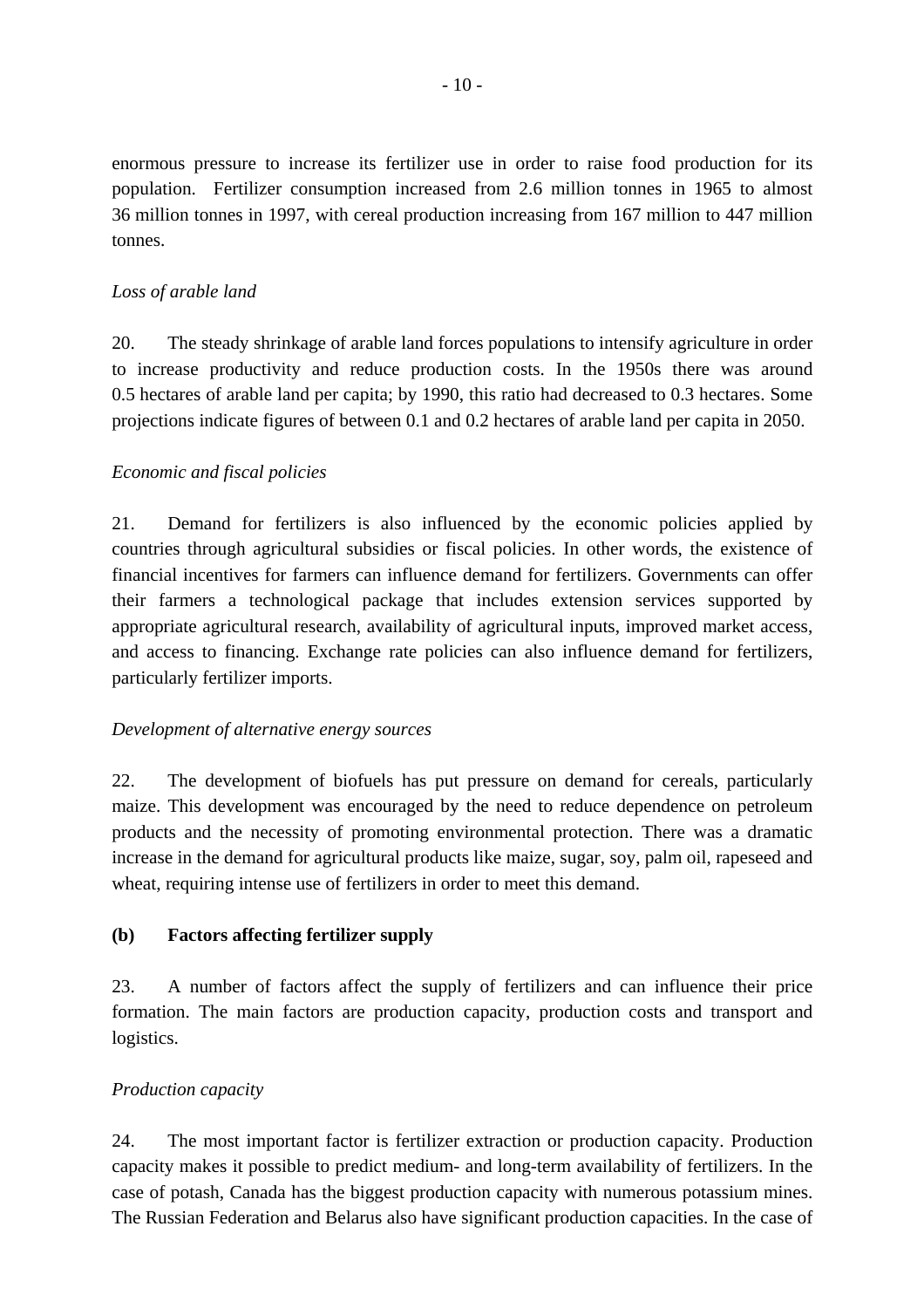enormous pressure to increase its fertilizer use in order to raise food production for its population. Fertilizer consumption increased from 2.6 million tonnes in 1965 to almost 36 million tonnes in 1997, with cereal production increasing from 167 million to 447 million tonnes.

*Loss of arable land*

20. The steady shrinkage of arable land forces populations to intensify agriculture in order to increase productivity and reduce production costs. In the 1950s there was around 0.5 hectares of arable land per capita; by 1990, this ratio had decreased to 0.3 hectares. Some projections indicate figures of between 0.1 and 0.2 hectares of arable land per capita in 2050.

*Economic and fiscal policies*

21. Demand for fertilizers is also influenced by the economic policies applied by countries through agricultural subsidies or fiscal policies. In other words, the existence of financial incentives for farmers can influence demand for fertilizers. Governments can offer their farmers a technological package that includes extension services supported by appropriate agricultural research, availability of agricultural inputs, improved market access, and access to financing. Exchange rate policies can also influence demand for fertilizers, particularly fertilizer imports.

*Development of alternative energy sources*

22. The development of biofuels has put pressure on demand for cereals, particularly maize. This development was encouraged by the need to reduce dependence on petroleum products and the necessity of promoting environmental protection. There was a dramatic increase in the demand for agricultural products like maize, sugar, soy, palm oil, rapeseed and wheat, requiring intense use of fertilizers in order to meet this demand.

**(b) Factors affecting fertilizer supply**

23. A number of factors affect the supply of fertilizers and can influence their price formation. The main factors are production capacity, production costs and transport and logistics.

*Production capacity*

24. The most important factor is fertilizer extraction or production capacity. Production capacity makes it possible to predict medium- and long-term availability of fertilizers. In the case of potash, Canada has the biggest production capacity with numerous potassium mines. The Russian Federation and Belarus also have significant production capacities. In the case of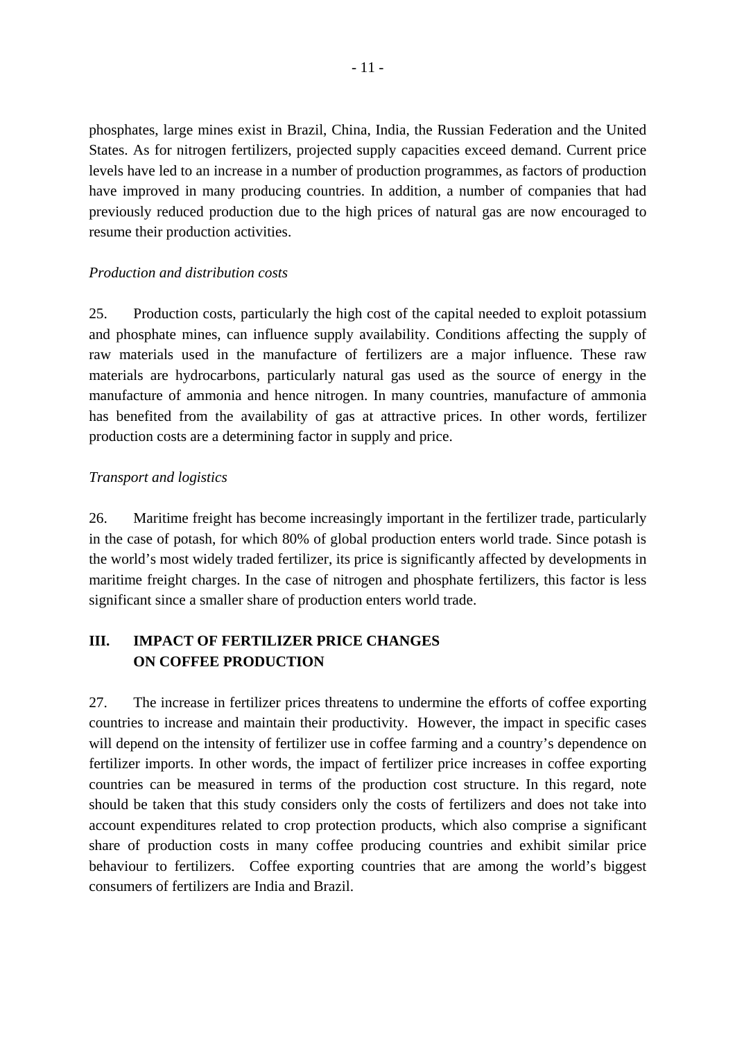phosphates, large mines exist in Brazil, China, India, the Russian Federation and the United States. As for nitrogen fertilizers, projected supply capacities exceed demand. Current price levels have led to an increase in a number of production programmes, as factors of production have improved in many producing countries. In addition, a number of companies that had previously reduced production due to the high prices of natural gas are now encouraged to resume their production activities.

*Production and distribution costs*

25. Production costs, particularly the high cost of the capital needed to exploit potassium and phosphate mines, can influence supply availability. Conditions affecting the supply of raw materials used in the manufacture of fertilizers are a major influence. These raw materials are hydrocarbons, particularly natural gas used as the source of energy in the manufacture of ammonia and hence nitrogen. In many countries, manufacture of ammonia has benefited from the availability of gas at attractive prices. In other words, fertilizer production costs are a determining factor in supply and price.

*Transport and logistics*

26. Maritime freight has become increasingly important in the fertilizer trade, particularly in the case of potash, for which 80% of global production enters world trade. Since potash is the world's most widely traded fertilizer, its price is significantly affected by developments in maritime freight charges. In the case of nitrogen and phosphate fertilizers, this factor is less significant since a smaller share of production enters world trade.

## III. IMPACT OF FERTILIZER PRICE CHANGES ON COFFEE PRODUCTION

27. The increase in fertilizer prices threatens to undermine the efforts of coffee exporting countries to increase and maintain their productivity. However, the impact in specific cases will depend on the intensity of fertilizer use in coffee farming and a country's dependence on fertilizer imports. In other words, the impact of fertilizer price increases in coffee exporting countries can be measured in terms of the production cost structure. In this regard, note should be taken that this study considers only the costs of fertilizers and does not take into account expenditures related to crop protection products, which also comprise a significant share of production costs in many coffee producing countries and exhibit similar price behaviour to fertilizers. Coffee exporting countries that are among the world's biggest consumers of fertilizers are India and Brazil.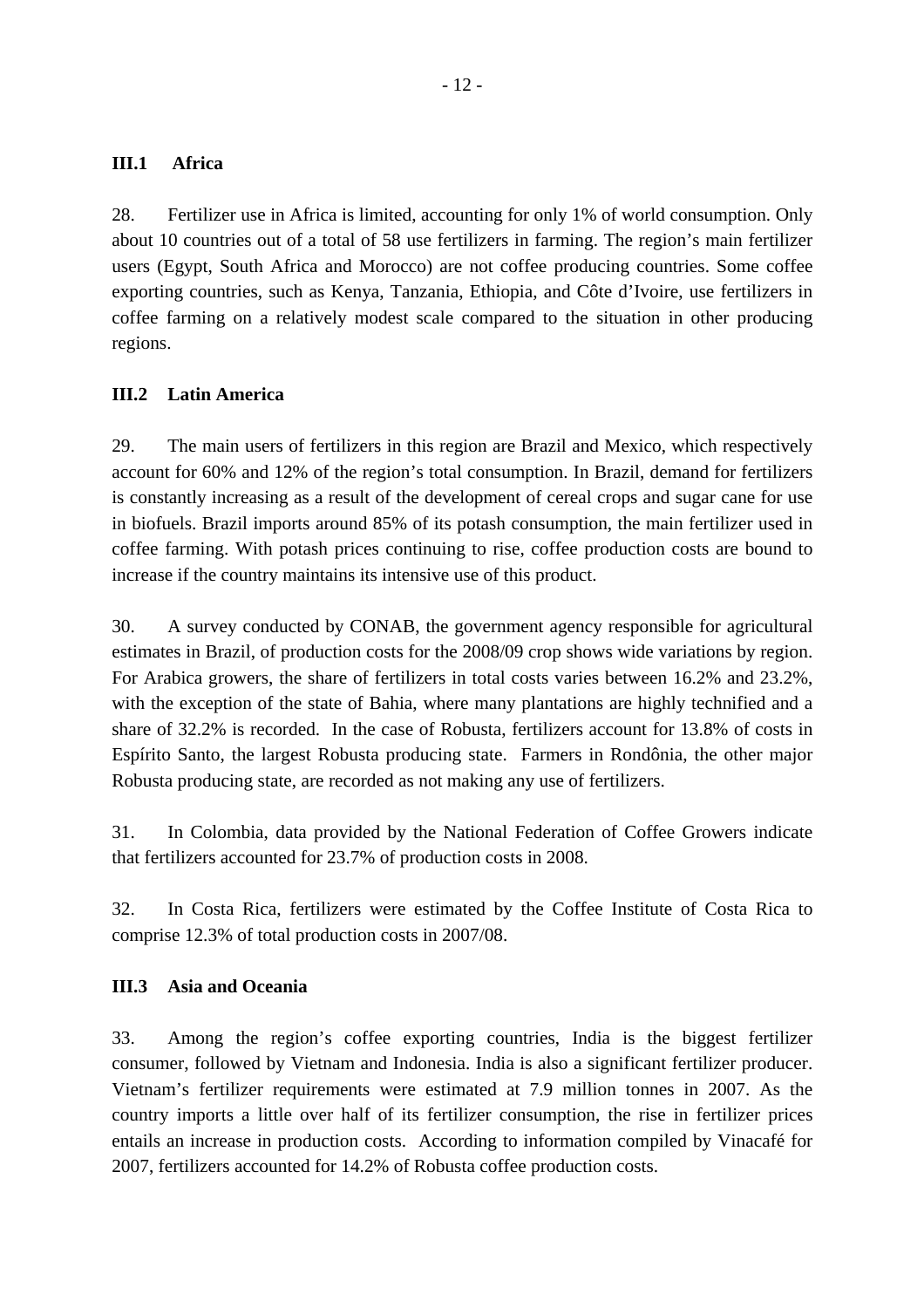### III.1 Africa

28. Fertilizer use in Africa is limited, accounting for only 1% of world consumption. Only about 10 countries out of a total of 58 use fertilizers in farming. The region's main fertilizer users (Egypt, South Africa and Morocco) are not coffee producing countries. Some coffee exporting countries, such as Kenya, Tanzania, Ethiopia, and Côte d'Ivoire, use fertilizers in coffee farming on a relatively modest scale compared to the situation in other producing regions.

### III.2 Latin America

29. The main users of fertilizers in this region are Brazil and Mexico, which respectively account for 60% and 12% of the region's total consumption. In Brazil, demand for fertilizers is constantly increasing as a result of the development of cereal crops and sugar cane for use in biofuels. Brazil imports around 85% of its potash consumption, the main fertilizer used in coffee farming. With potash prices continuing to rise, coffee production costs are bound to increase if the country maintains its intensive use of this product.

30. A survey conducted by CONAB, the government agency responsible for agricultural estimates in Brazil, of production costs for the 2008/09 crop shows wide variations by region. For Arabica growers, the share of fertilizers in total costs varies between 16.2% and 23.2%, with the exception of the state of Bahia, where many plantations are highly technified and a share of 32.2% is recorded. In the case of Robusta, fertilizers account for 13.8% of costs in Espírito Santo, the largest Robusta producing state. Farmers in Rondônia, the other major Robusta producing state, are recorded as not making any use of fertilizers.

31. In Colombia, data provided by the National Federation of Coffee Growers indicate that fertilizers accounted for 23.7% of production costs in 2008.

32. In Costa Rica, fertilizers were estimated by the Coffee Institute of Costa Rica to comprise 12.3% of total production costs in 2007/08.

### III.3 Asia and Oceania

33. Among the region's coffee exporting countries, India is the biggest fertilizer consumer, followed by Vietnam and Indonesia. India is also a significant fertilizer producer. Vietnam's fertilizer requirements were estimated at 7.9 million tonnes in 2007. As the country imports a little over half of its fertilizer consumption, the rise in fertilizer prices entails an increase in production costs. According to information compiled by Vinacafé for 2007, fertilizers accounted for 14.2% of Robusta coffee production costs.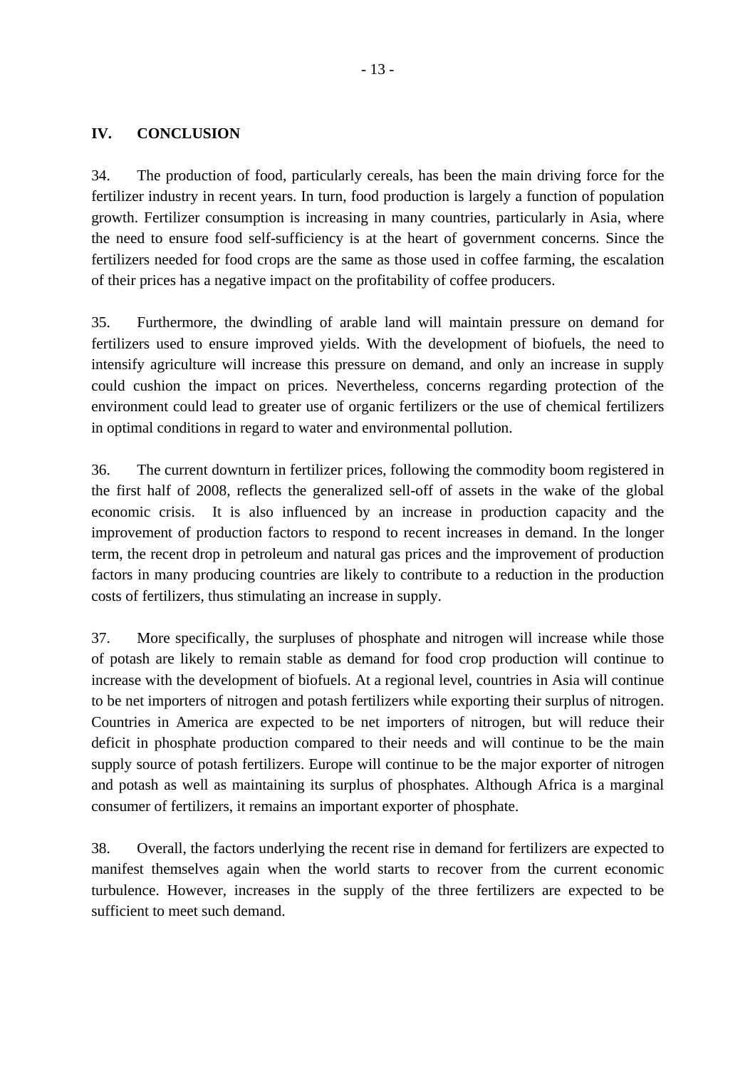## IV. CONCLUSION

34. The production of food, particularly cereals, has been the main driving force for the fertilizer industry in recent years. In turn, food production is largely a function of population growth. Fertilizer consumption is increasing in many countries, particularly in Asia, where the need to ensure food self-sufficiency is at the heart of government concerns. Since the fertilizers needed for food crops are the same as those used in coffee farming, the escalation of their prices has a negative impact on the profitability of coffee producers.

35. Furthermore, the dwindling of arable land will maintain pressure on demand for fertilizers used to ensure improved yields. With the development of biofuels, the need to intensify agriculture will increase this pressure on demand, and only an increase in supply could cushion the impact on prices. Nevertheless, concerns regarding protection of the environment could lead to greater use of organic fertilizers or the use of chemical fertilizers in optimal conditions in regard to water and environmental pollution.

36. The current downturn in fertilizer prices, following the commodity boom registered in the first half of 2008, reflects the generalized sell-off of assets in the wake of the global economic crisis. It is also influenced by an increase in production capacity and the improvement of production factors to respond to recent increases in demand. In the longer term, the recent drop in petroleum and natural gas prices and the improvement of production factors in many producing countries are likely to contribute to a reduction in the production costs of fertilizers, thus stimulating an increase in supply.

37. More specifically, the surpluses of phosphate and nitrogen will increase while those of potash are likely to remain stable as demand for food crop production will continue to increase with the development of biofuels. At a regional level, countries in Asia will continue to be net importers of nitrogen and potash fertilizers while exporting their surplus of nitrogen. Countries in America are expected to be net importers of nitrogen, but will reduce their deficit in phosphate production compared to their needs and will continue to be the main supply source of potash fertilizers. Europe will continue to be the major exporter of nitrogen and potash as well as maintaining its surplus of phosphates. Although Africa is a marginal consumer of fertilizers, it remains an important exporter of phosphate.

38. Overall, the factors underlying the recent rise in demand for fertilizers are expected to manifest themselves again when the world starts to recover from the current economic turbulence. However, increases in the supply of the three fertilizers are expected to be sufficient to meet such demand.